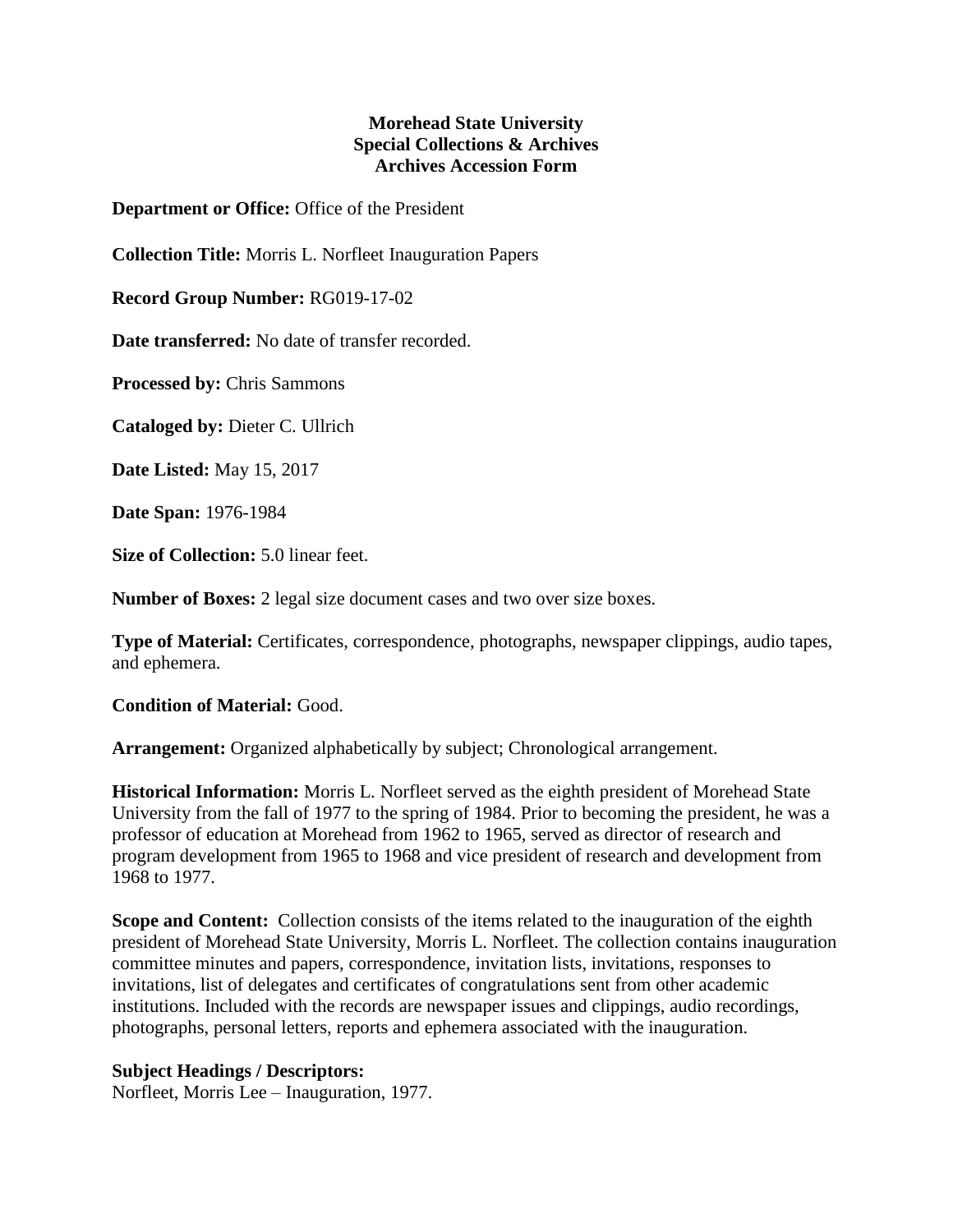**Morehead State University**
**Special Collections & Archives**
**Archives Accession Form**

**Department or Office:** Office of the President

**Collection Title:** Morris L. Norfleet Inauguration Papers

**Record Group Number:** RG019-17-02

**Date transferred:** No date of transfer recorded.

**Processed by:** Chris Sammons

**Cataloged by:** Dieter C. Ullrich

**Date Listed:** May 15, 2017

**Date Span:** 1976-1984

**Size of Collection:** 5.0 linear feet.

**Number of Boxes:** 2 legal size document cases and two over size boxes.

**Type of Material:** Certificates, correspondence, photographs, newspaper clippings, audio tapes, and ephemera.

**Condition of Material:** Good.

**Arrangement:** Organized alphabetically by subject; Chronological arrangement.

**Historical Information:** Morris L. Norfleet served as the eighth president of Morehead State University from the fall of 1977 to the spring of 1984. Prior to becoming the president, he was a professor of education at Morehead from 1962 to 1965, served as director of research and program development from 1965 to 1968 and vice president of research and development from 1968 to 1977.

**Scope and Content:** Collection consists of the items related to the inauguration of the eighth president of Morehead State University, Morris L. Norfleet. The collection contains inauguration committee minutes and papers, correspondence, invitation lists, invitations, responses to invitations, list of delegates and certificates of congratulations sent from other academic institutions. Included with the records are newspaper issues and clippings, audio recordings, photographs, personal letters, reports and ephemera associated with the inauguration.

**Subject Headings / Descriptors:**
Norfleet, Morris Lee – Inauguration, 1977.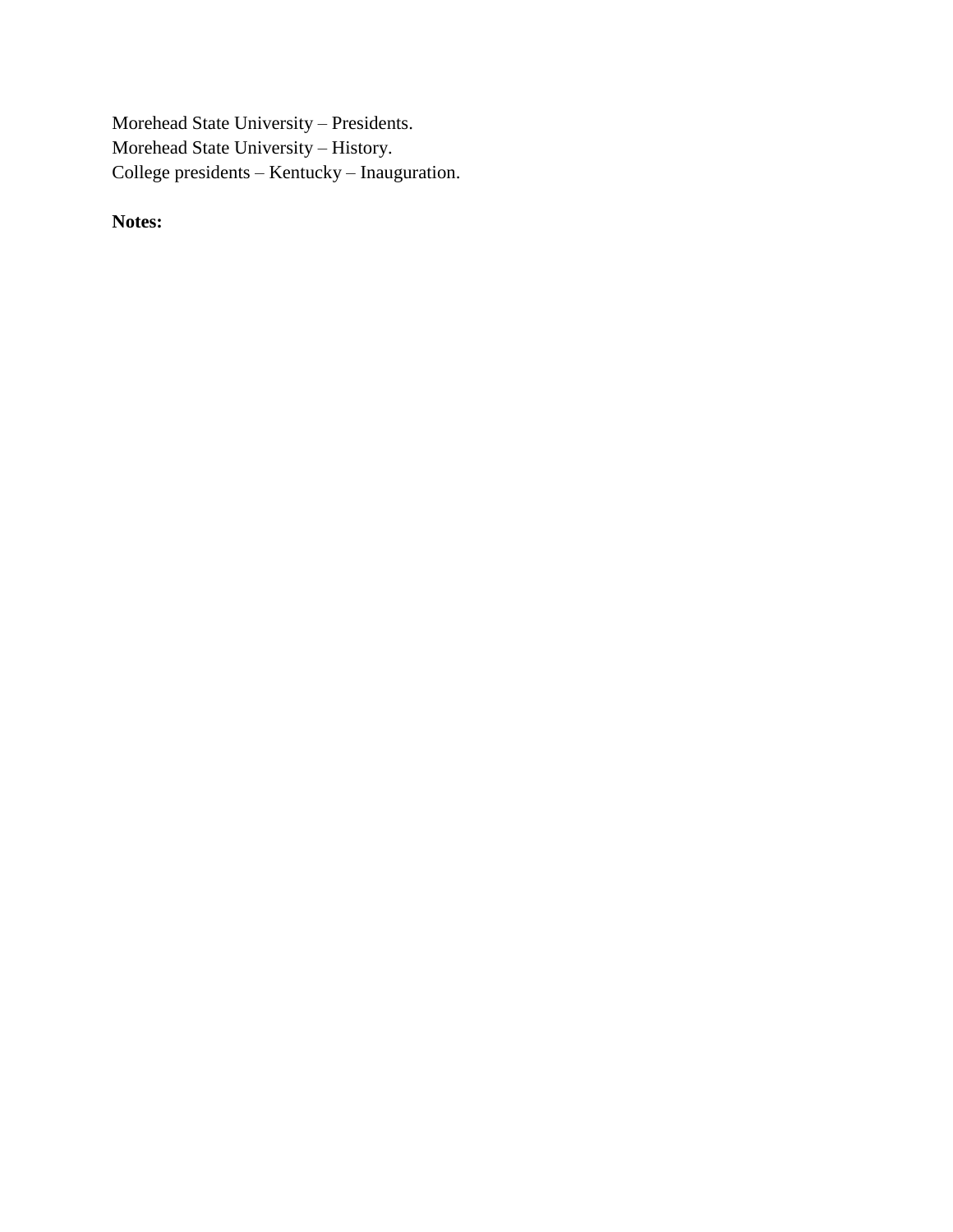Morehead State University – Presidents.
Morehead State University – History.
College presidents – Kentucky – Inauguration.

**Notes:**